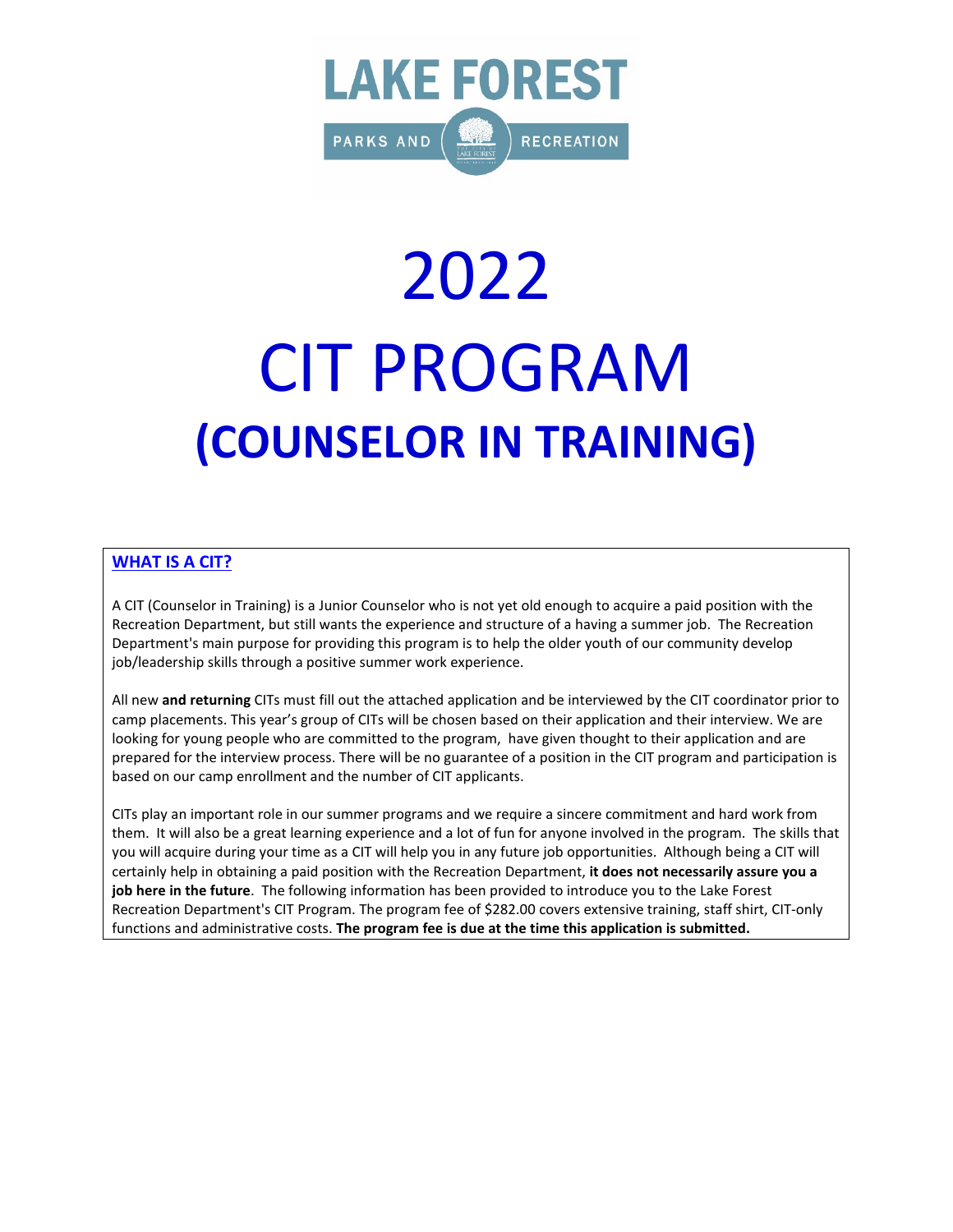LAKE FOREST

PARKS AND RECREATION

# 2022

# CIT PROGRAM

# (COUNSELOR IN TRAINING)

## WHAT IS A CIT?

A CIT (Counselor in Training) is a Junior Counselor who is not yet old enough to acquire a paid position with the Recreation Department, but still wants the experience and structure of a having a summer job. The Recreation Department's main purpose for providing this program is to help the older youth of our community develop job/leadership skills through a positive summer work experience.

All new **and returning** CITs must fill out the attached application and be interviewed by the CIT coordinator prior to camp placements. This year's group of CITs will be chosen based on their application and their interview. We are looking for young people who are committed to the program, have given thought to their application and are prepared for the interview process. There will be no guarantee of a position in the CIT program and participation is based on our camp enrollment and the number of CIT applicants.

CITs play an important role in our summer programs and we require a sincere commitment and hard work from them. It will also be a great learning experience and a lot of fun for anyone involved in the program. The skills that you will acquire during your time as a CIT will help you in any future job opportunities. Although being a CIT will certainly help in obtaining a paid position with the Recreation Department, **it does not necessarily assure you a job here in the future**. The following information has been provided to introduce you to the Lake Forest Recreation Department's CIT Program. The program fee of $282.00 covers extensive training, staff shirt, CIT-only functions and administrative costs. **The program fee is due at the time this application is submitted.**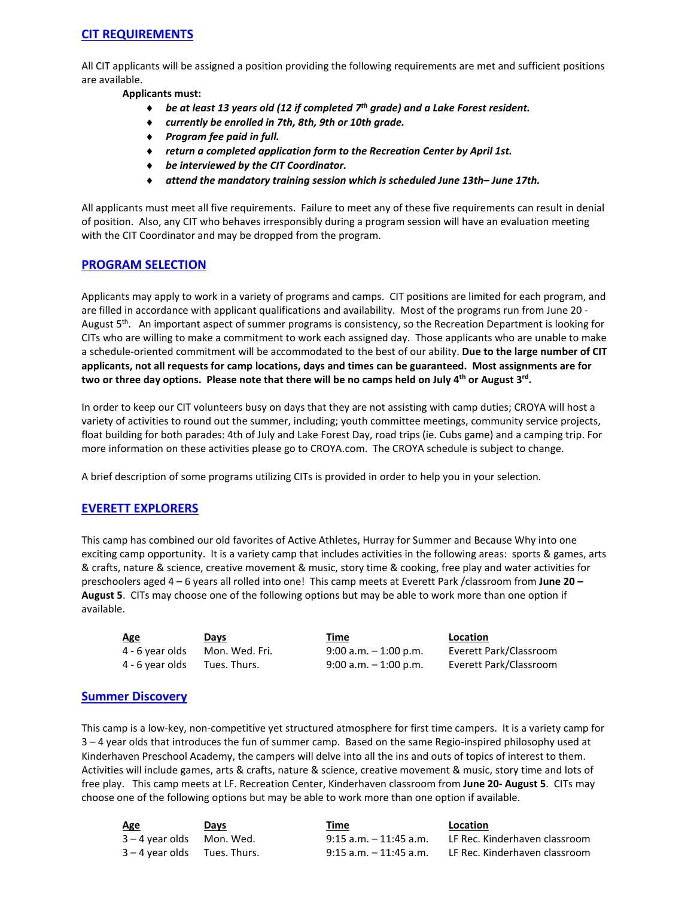## CIT REQUIREMENTS

All CIT applicants will be assigned a position providing the following requirements are met and sufficient positions are available.

**Applicants must:**

- ***be at least 13 years old (12 if completed 7th grade) and a Lake Forest resident.***
- ***currently be enrolled in 7th, 8th, 9th or 10th grade.***
- ***Program fee paid in full.***
- ***return a completed application form to the Recreation Center by April 1st.***
- ***be interviewed by the CIT Coordinator.***
- ***attend the mandatory training session which is scheduled June 13th– June 17th.***

All applicants must meet all five requirements. Failure to meet any of these five requirements can result in denial of position. Also, any CIT who behaves irresponsibly during a program session will have an evaluation meeting with the CIT Coordinator and may be dropped from the program.

## PROGRAM SELECTION

Applicants may apply to work in a variety of programs and camps. CIT positions are limited for each program, and are filled in accordance with applicant qualifications and availability. Most of the programs run from June 20 - August 5th. An important aspect of summer programs is consistency, so the Recreation Department is looking for CITs who are willing to make a commitment to work each assigned day. Those applicants who are unable to make a schedule-oriented commitment will be accommodated to the best of our ability. **Due to the large number of CIT applicants, not all requests for camp locations, days and times can be guaranteed. Most assignments are for two or three day options. Please note that there will be no camps held on July 4th or August 3rd.**

In order to keep our CIT volunteers busy on days that they are not assisting with camp duties; CROYA will host a variety of activities to round out the summer, including; youth committee meetings, community service projects, float building for both parades: 4th of July and Lake Forest Day, road trips (ie. Cubs game) and a camping trip. For more information on these activities please go to CROYA.com. The CROYA schedule is subject to change.

A brief description of some programs utilizing CITs is provided in order to help you in your selection.

## EVERETT EXPLORERS

This camp has combined our old favorites of Active Athletes, Hurray for Summer and Because Why into one exciting camp opportunity. It is a variety camp that includes activities in the following areas: sports & games, arts & crafts, nature & science, creative movement & music, story time & cooking, free play and water activities for preschoolers aged 4 – 6 years all rolled into one! This camp meets at Everett Park /classroom from **June 20 – August 5**. CITs may choose one of the following options but may be able to work more than one option if available.

| Age | Days | Time | Location |
|---|---|---|---|
| 4 - 6 year olds | Mon. Wed. Fri. | 9:00 a.m. – 1:00 p.m. | Everett Park/Classroom |
| 4 - 6 year olds | Tues. Thurs. | 9:00 a.m. – 1:00 p.m. | Everett Park/Classroom |

## Summer Discovery

This camp is a low-key, non-competitive yet structured atmosphere for first time campers. It is a variety camp for 3 – 4 year olds that introduces the fun of summer camp. Based on the same Regio-inspired philosophy used at Kinderhaven Preschool Academy, the campers will delve into all the ins and outs of topics of interest to them. Activities will include games, arts & crafts, nature & science, creative movement & music, story time and lots of free play. This camp meets at LF. Recreation Center, Kinderhaven classroom from **June 20- August 5**. CITs may choose one of the following options but may be able to work more than one option if available.

| Age | Days | Time | Location |
|---|---|---|---|
| 3 – 4 year olds | Mon. Wed. | 9:15 a.m. – 11:45 a.m. | LF Rec. Kinderhaven classroom |
| 3 – 4 year olds | Tues. Thurs. | 9:15 a.m. – 11:45 a.m. | LF Rec. Kinderhaven classroom |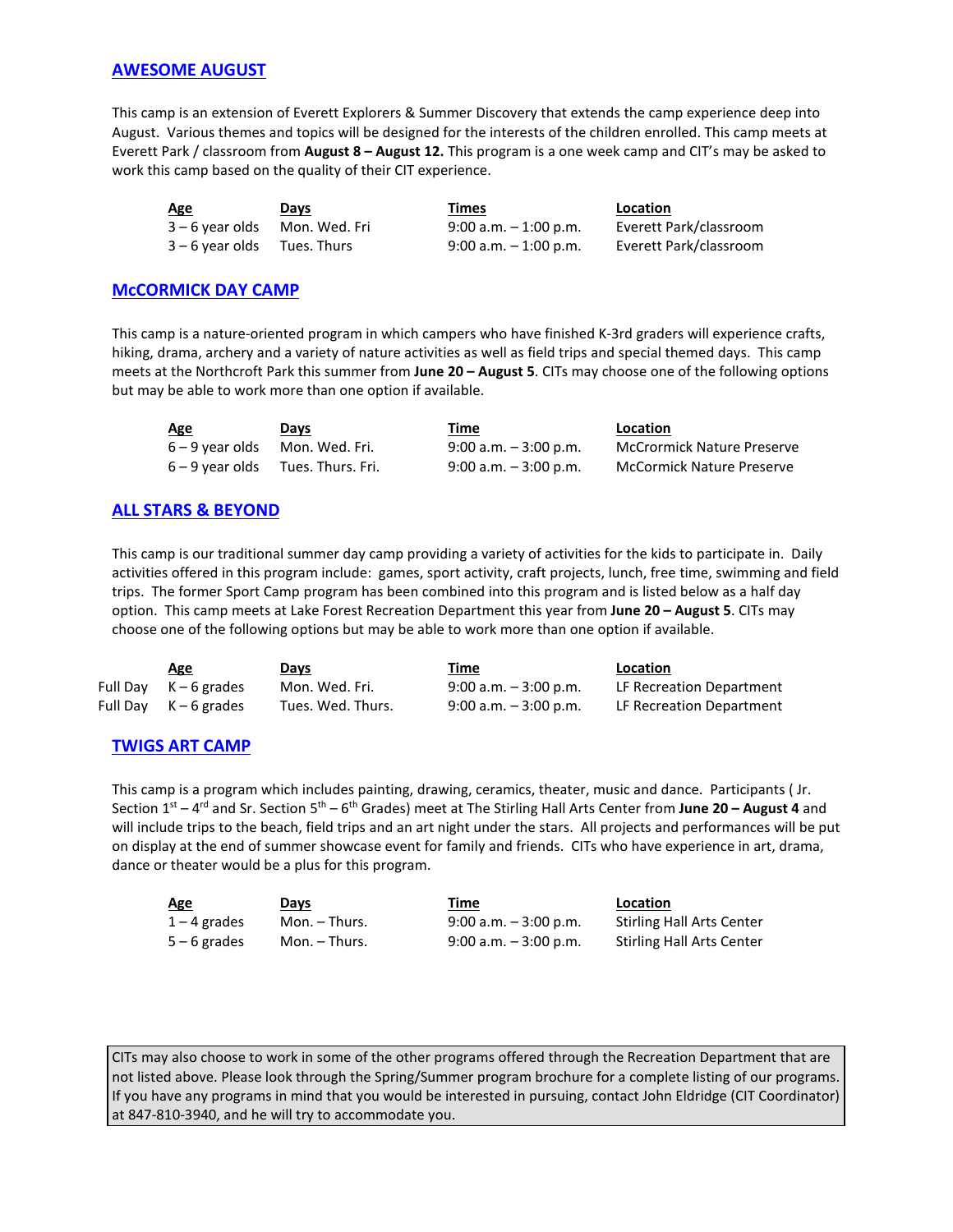## AWESOME AUGUST

This camp is an extension of Everett Explorers & Summer Discovery that extends the camp experience deep into August. Various themes and topics will be designed for the interests of the children enrolled. This camp meets at Everett Park / classroom from **August 8 – August 12.** This program is a one week camp and CIT's may be asked to work this camp based on the quality of their CIT experience.

| Age | Days | Times | Location |
|---|---|---|---|
| 3 – 6 year olds | Mon. Wed. Fri | 9:00 a.m. – 1:00 p.m. | Everett Park/classroom |
| 3 – 6 year olds | Tues. Thurs | 9:00 a.m. – 1:00 p.m. | Everett Park/classroom |

## McCORMICK DAY CAMP

This camp is a nature-oriented program in which campers who have finished K-3rd graders will experience crafts, hiking, drama, archery and a variety of nature activities as well as field trips and special themed days. This camp meets at the Northcroft Park this summer from **June 20 – August 5**. CITs may choose one of the following options but may be able to work more than one option if available.

| Age | Days | Time | Location |
|---|---|---|---|
| 6 – 9 year olds | Mon. Wed. Fri. | 9:00 a.m. – 3:00 p.m. | McCrormick Nature Preserve |
| 6 – 9 year olds | Tues. Thurs. Fri. | 9:00 a.m. – 3:00 p.m. | McCormick Nature Preserve |

## ALL STARS & BEYOND

This camp is our traditional summer day camp providing a variety of activities for the kids to participate in. Daily activities offered in this program include: games, sport activity, craft projects, lunch, free time, swimming and field trips. The former Sport Camp program has been combined into this program and is listed below as a half day option. This camp meets at Lake Forest Recreation Department this year from **June 20 – August 5**. CITs may choose one of the following options but may be able to work more than one option if available.

| | Age | Days | Time | Location |
|---|---|---|---|---|
| Full Day | K – 6 grades | Mon. Wed. Fri. | 9:00 a.m. – 3:00 p.m. | LF Recreation Department |
| Full Day | K – 6 grades | Tues. Wed. Thurs. | 9:00 a.m. – 3:00 p.m. | LF Recreation Department |

## TWIGS ART CAMP

This camp is a program which includes painting, drawing, ceramics, theater, music and dance. Participants ( Jr. Section 1st – 4rd and Sr. Section 5th – 6th Grades) meet at The Stirling Hall Arts Center from **June 20 – August 4** and will include trips to the beach, field trips and an art night under the stars. All projects and performances will be put on display at the end of summer showcase event for family and friends. CITs who have experience in art, drama, dance or theater would be a plus for this program.

| Age | Days | Time | Location |
|---|---|---|---|
| 1 – 4 grades | Mon. – Thurs. | 9:00 a.m. – 3:00 p.m. | Stirling Hall Arts Center |
| 5 – 6 grades | Mon. – Thurs. | 9:00 a.m. – 3:00 p.m. | Stirling Hall Arts Center |

CITs may also choose to work in some of the other programs offered through the Recreation Department that are not listed above. Please look through the Spring/Summer program brochure for a complete listing of our programs. If you have any programs in mind that you would be interested in pursuing, contact John Eldridge (CIT Coordinator) at 847-810-3940, and he will try to accommodate you.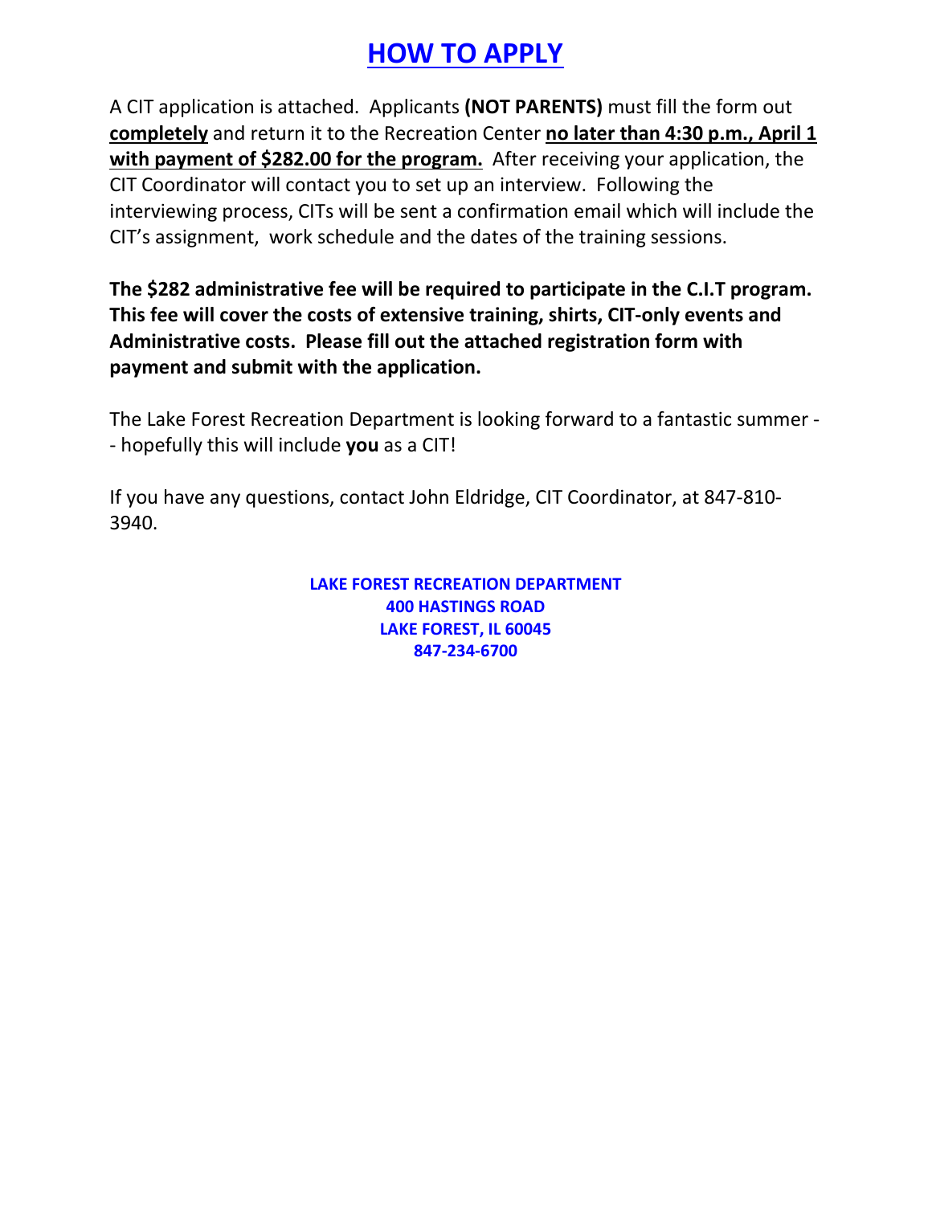# HOW TO APPLY

A CIT application is attached. Applicants **(NOT PARENTS)** must fill the form out **completely** and return it to the Recreation Center **no later than 4:30 p.m., April 1 with payment of $282.00 for the program.** After receiving your application, the CIT Coordinator will contact you to set up an interview. Following the interviewing process, CITs will be sent a confirmation email which will include the CIT's assignment, work schedule and the dates of the training sessions.

**The $282 administrative fee will be required to participate in the C.I.T program. This fee will cover the costs of extensive training, shirts, CIT-only events and Administrative costs. Please fill out the attached registration form with payment and submit with the application.**

The Lake Forest Recreation Department is looking forward to a fantastic summer -- hopefully this will include **you** as a CIT!

If you have any questions, contact John Eldridge, CIT Coordinator, at 847-810-3940.

**LAKE FOREST RECREATION DEPARTMENT**
**400 HASTINGS ROAD**
**LAKE FOREST, IL 60045**
**847-234-6700**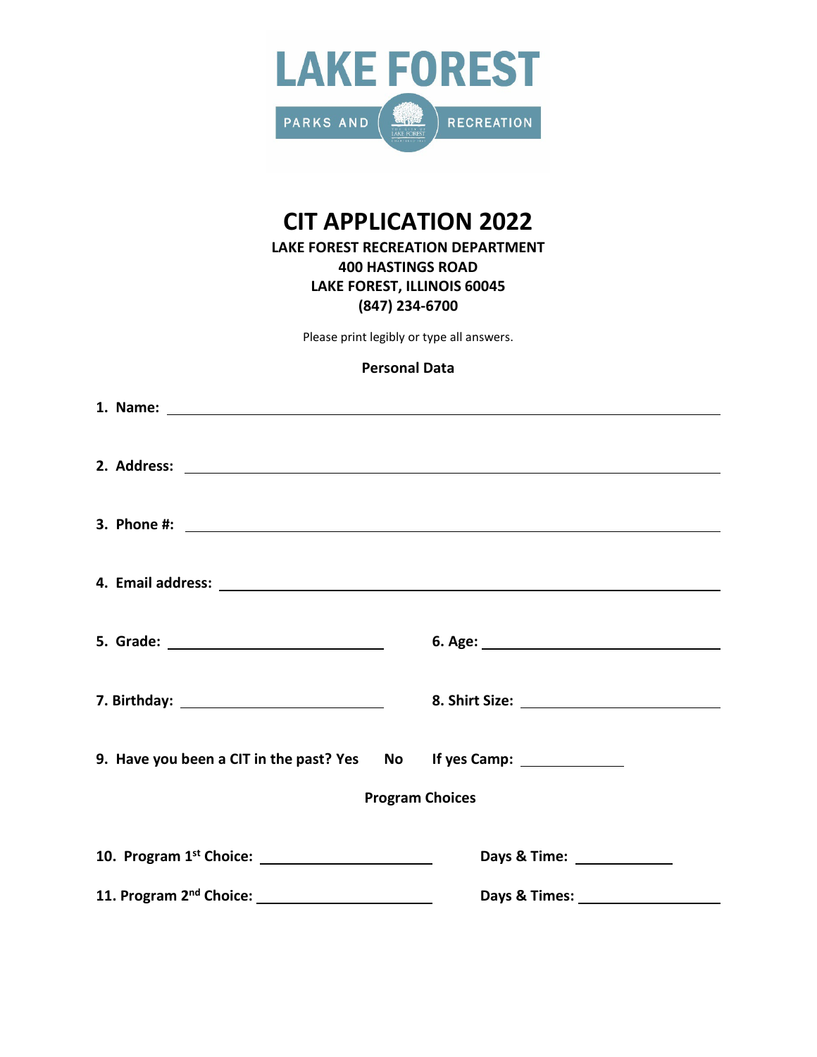LAKE FOREST

PARKS AND RECREATION

# CIT APPLICATION 2022

**LAKE FOREST RECREATION DEPARTMENT**
**400 HASTINGS ROAD**
**LAKE FOREST, ILLINOIS 60045**
**(847) 234-6700**

Please print legibly or type all answers.

**Personal Data**

**1. Name:** ______________________________

**2. Address:** ______________________________

**3. Phone #:** ______________________________

**4. Email address:** ______________________________

**5. Grade:** ______________ **6. Age:** ______________

**7. Birthday:** ______________ **8. Shirt Size:** ______________

**9. Have you been a CIT in the past? Yes No If yes Camp:** __________

**Program Choices**

**10. Program 1st Choice:** ______________ **Days & Time:** __________

**11. Program 2nd Choice:** ______________ **Days & Times:** __________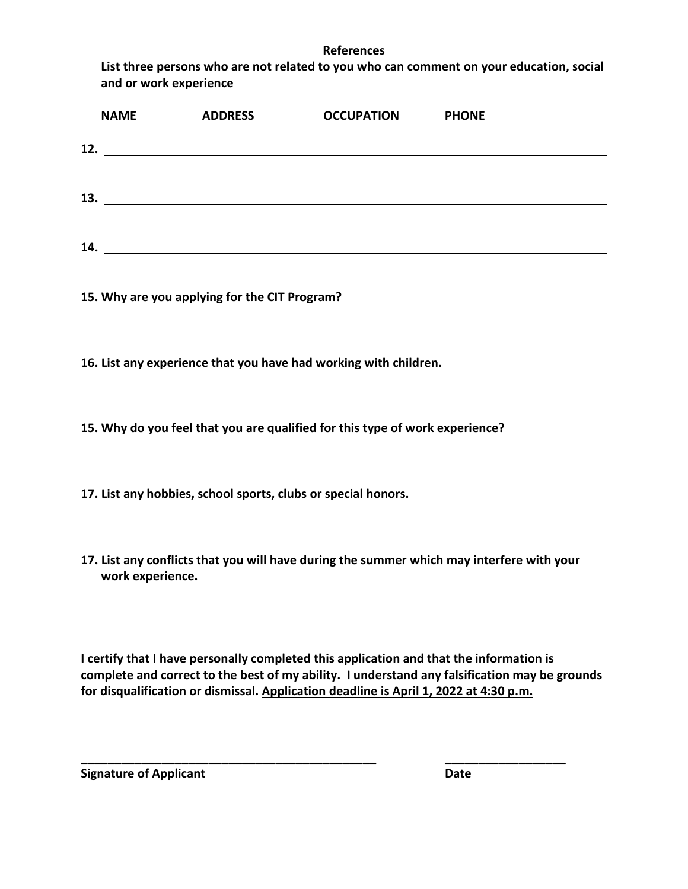**References**

**List three persons who are not related to you who can comment on your education, social and or work experience**

| NAME | ADDRESS | OCCUPATION | PHONE |
| --- | --- | --- | --- |

**12.** ______________________________________________

**13.** ______________________________________________

**14.** ______________________________________________

**15. Why are you applying for the CIT Program?**

**16. List any experience that you have had working with children.**

**15. Why do you feel that you are qualified for this type of work experience?**

**17. List any hobbies, school sports, clubs or special honors.**

**17. List any conflicts that you will have during the summer which may interfere with your work experience.**

**I certify that I have personally completed this application and that the information is complete and correct to the best of my ability. I understand any falsification may be grounds for disqualification or dismissal. <u>Application deadline is April 1, 2022 at 4:30 p.m.</u>**

______________________________________________ ___________________

**Signature of Applicant** **Date**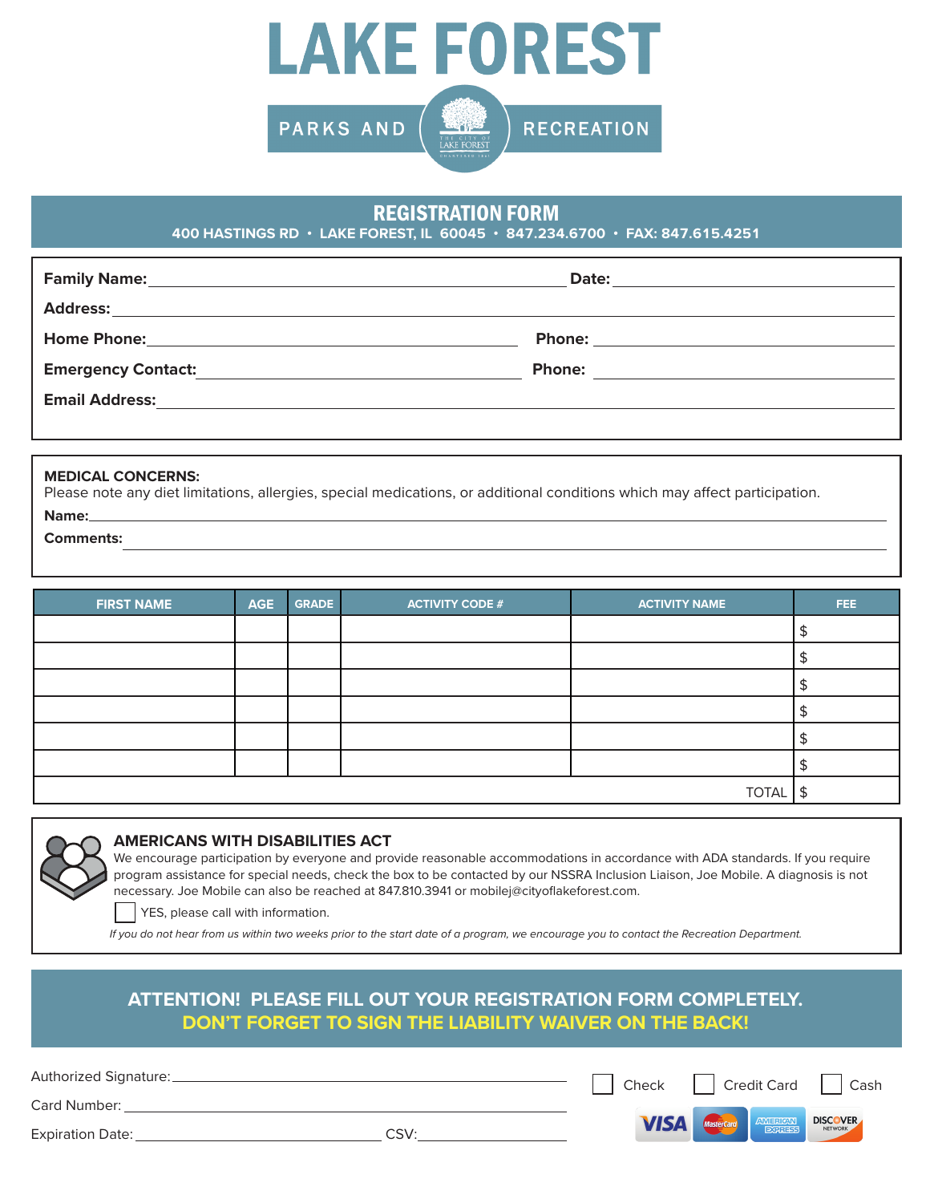# LAKE FOREST

PARKS AND RECREATION

## REGISTRATION FORM

**400 HASTINGS RD • LAKE FOREST, IL 60045 • 847.234.6700 • FAX: 847.615.4251**

**Family Name:** ____________________ **Date:** ____________

**Address:** ____________________

**Home Phone:** ____________________ **Phone:** ____________

**Emergency Contact:** ____________________ **Phone:** ____________

**Email Address:** ____________________

**MEDICAL CONCERNS:**
Please note any diet limitations, allergies, special medications, or additional conditions which may affect participation.

**Name:** ____________________

**Comments:** ____________________

| FIRST NAME | AGE | GRADE | ACTIVITY CODE # | ACTIVITY NAME | FEE |
|---|---|---|---|---|---|
| | | | | | $ |
| | | | | | $ |
| | | | | | $ |
| | | | | | $ |
| | | | | | $ |
| | | | | | $ |
| | | | | TOTAL | $ |

### AMERICANS WITH DISABILITIES ACT

We encourage participation by everyone and provide reasonable accommodations in accordance with ADA standards. If you require program assistance for special needs, check the box to be contacted by our NSSRA Inclusion Liaison, Joe Mobile. A diagnosis is not necessary. Joe Mobile can also be reached at 847.810.3941 or mobilej@cityoflakeforest.com.

☐ YES, please call with information.

*If you do not hear from us within two weeks prior to the start date of a program, we encourage you to contact the Recreation Department.*

**ATTENTION! PLEASE FILL OUT YOUR REGISTRATION FORM COMPLETELY.**
**DON'T FORGET TO SIGN THE LIABILITY WAIVER ON THE BACK!**

Authorized Signature: ____________________

Card Number: ____________________

Expiration Date: ____________ CSV: ____________

☐ Check ☐ Credit Card ☐ Cash

VISA MasterCard AMERICAN EXPRESS DISCOVER NETWORK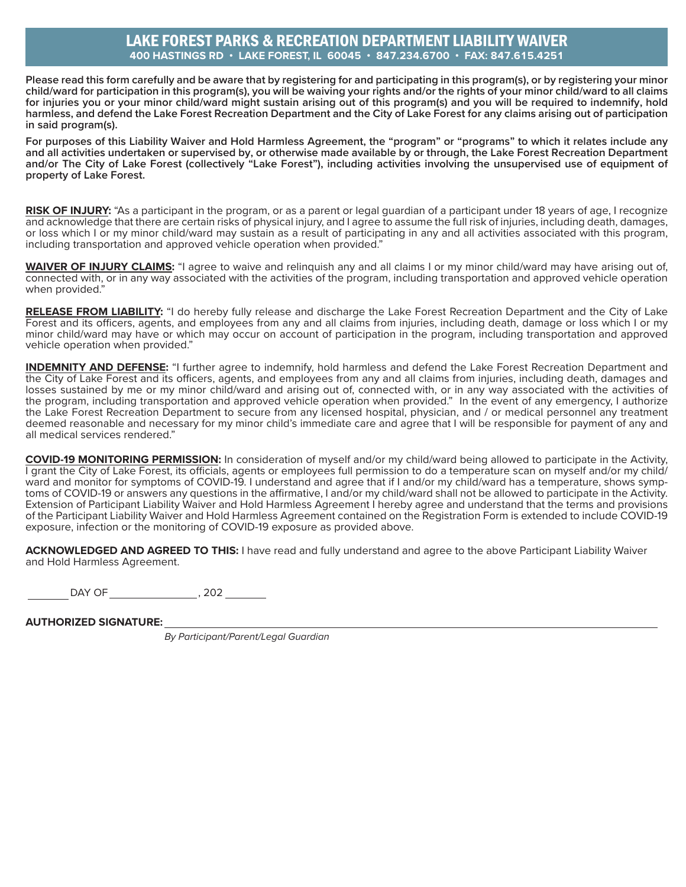# LAKE FOREST PARKS & RECREATION DEPARTMENT LIABILITY WAIVER

**400 HASTINGS RD • LAKE FOREST, IL 60045 • 847.234.6700 • FAX: 847.615.4251**

**Please read this form carefully and be aware that by registering for and participating in this program(s), or by registering your minor child/ward for participation in this program(s), you will be waiving your rights and/or the rights of your minor child/ward to all claims for injuries you or your minor child/ward might sustain arising out of this program(s) and you will be required to indemnify, hold harmless, and defend the Lake Forest Recreation Department and the City of Lake Forest for any claims arising out of participation in said program(s).**

**For purposes of this Liability Waiver and Hold Harmless Agreement, the "program" or "programs" to which it relates include any and all activities undertaken or supervised by, or otherwise made available by or through, the Lake Forest Recreation Department and/or The City of Lake Forest (collectively "Lake Forest"), including activities involving the unsupervised use of equipment of property of Lake Forest.**

**RISK OF INJURY:** "As a participant in the program, or as a parent or legal guardian of a participant under 18 years of age, I recognize and acknowledge that there are certain risks of physical injury, and I agree to assume the full risk of injuries, including death, damages, or loss which I or my minor child/ward may sustain as a result of participating in any and all activities associated with this program, including transportation and approved vehicle operation when provided."

**WAIVER OF INJURY CLAIMS:** "I agree to waive and relinquish any and all claims I or my minor child/ward may have arising out of, connected with, or in any way associated with the activities of the program, including transportation and approved vehicle operation when provided."

**RELEASE FROM LIABILITY:** "I do hereby fully release and discharge the Lake Forest Recreation Department and the City of Lake Forest and its officers, agents, and employees from any and all claims from injuries, including death, damage or loss which I or my minor child/ward may have or which may occur on account of participation in the program, including transportation and approved vehicle operation when provided."

**INDEMNITY AND DEFENSE:** "I further agree to indemnify, hold harmless and defend the Lake Forest Recreation Department and the City of Lake Forest and its officers, agents, and employees from any and all claims from injuries, including death, damages and losses sustained by me or my minor child/ward and arising out of, connected with, or in any way associated with the activities of the program, including transportation and approved vehicle operation when provided." In the event of any emergency, I authorize the Lake Forest Recreation Department to secure from any licensed hospital, physician, and / or medical personnel any treatment deemed reasonable and necessary for my minor child's immediate care and agree that I will be responsible for payment of any and all medical services rendered."

**COVID-19 MONITORING PERMISSION:** In consideration of myself and/or my child/ward being allowed to participate in the Activity, I grant the City of Lake Forest, its officials, agents or employees full permission to do a temperature scan on myself and/or my child/ward and monitor for symptoms of COVID-19. I understand and agree that if I and/or my child/ward has a temperature, shows symptoms of COVID-19 or answers any questions in the affirmative, I and/or my child/ward shall not be allowed to participate in the Activity. Extension of Participant Liability Waiver and Hold Harmless Agreement I hereby agree and understand that the terms and provisions of the Participant Liability Waiver and Hold Harmless Agreement contained on the Registration Form is extended to include COVID-19 exposure, infection or the monitoring of COVID-19 exposure as provided above.

**ACKNOWLEDGED AND AGREED TO THIS:** I have read and fully understand and agree to the above Participant Liability Waiver and Hold Harmless Agreement.

________ DAY OF ________________, 202 ________

**AUTHORIZED SIGNATURE:** ____________________________________________

*By Participant/Parent/Legal Guardian*